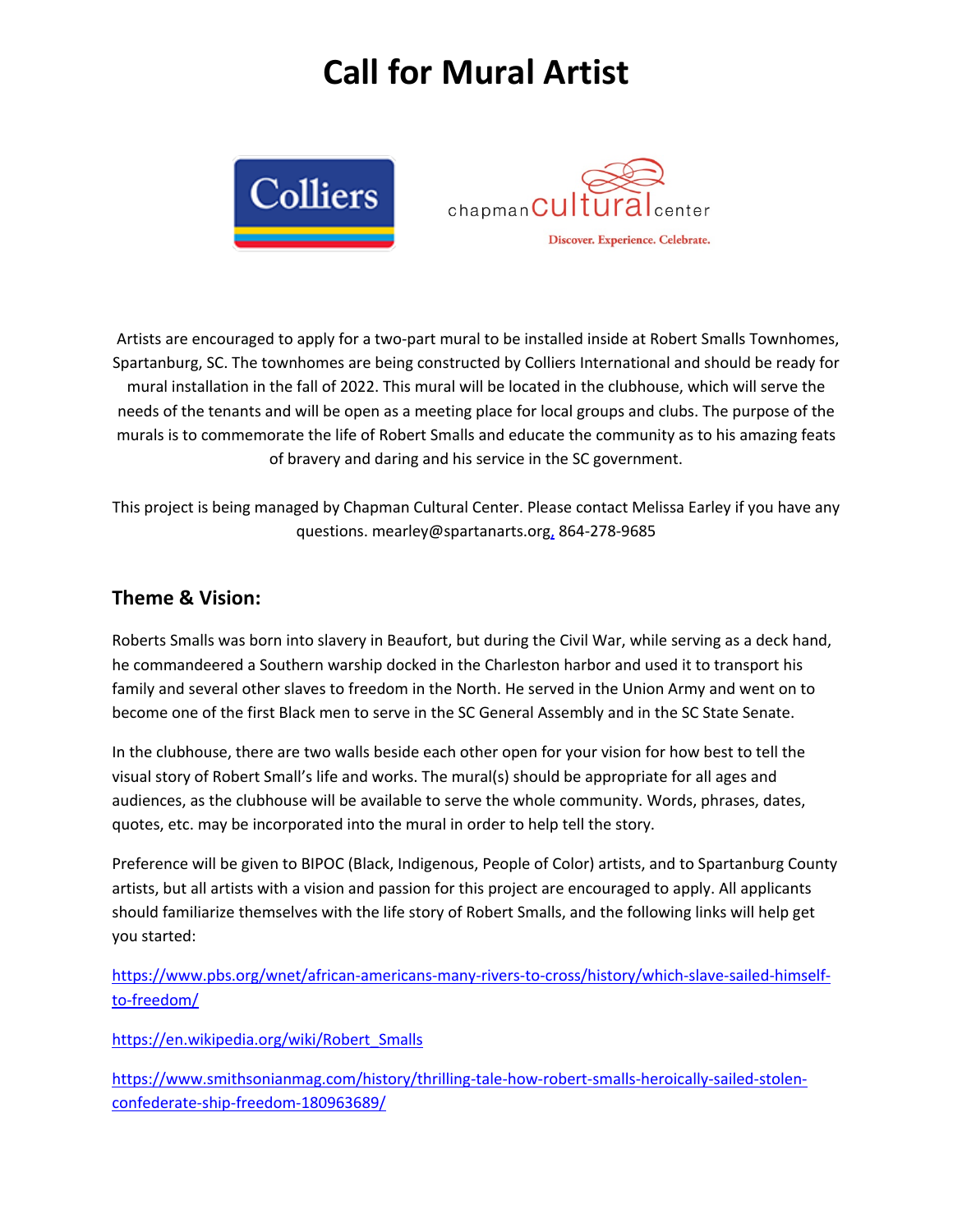# Call for Mural Artist

Artists are encouraged to apply for a two-part mural to be installed inside at Robert Smalls Townhomes, Spartanburg, SC. The townhomes are being constructed by Colliers International and should be ready for mural installation in the fall of 2022. This mural will be located in the clubhouse, which will serve the needs of the tenants and will be open as a meeting place for local groups and clubs. The purpose of the murals is to commemorate the life of Robert Smalls and educate the community as to his amazing feats of bravery and daring and his service in the SC government.

This project is being managed by Chapman Cultural Center. Please contact Melissa Earley if you have any questions. mearley@spartanarts.org, 864-278-9685

## Theme & Vision:

Roberts Smalls was born into slavery in Beaufort, but during the Civil War, while serving as a deck hand, he commandeered a Southern warship docked in the Charleston harbor and used it to transport his family and several other slaves to freedom in the North. He served in the Union Army and went on to become one of the first Black men to serve in the SC General Assembly and in the SC State Senate.

In the clubhouse, there are two walls beside each other open for your vision for how best to tell the visual story of Robert Small's life and works. The mural(s) should be appropriate for all ages and audiences, as the clubhouse will be available to serve the whole community. Words, phrases, dates, quotes, etc. may be incorporated into the mural in order to help tell the story.

Preference will be given to BIPOC (Black, Indigenous, People of Color) artists, and to Spartanburg County artists, but all artists with a vision and passion for this project are encouraged to apply. All applicants should familiarize themselves with the life story of Robert Smalls, and the following links will help get you started:

https://www.pbs.org/wnet/african-americans-many-rivers-to-cross/history/which-slave-sailed-himself-to-freedom/

https://en.wikipedia.org/wiki/Robert_Smalls

https://www.smithsonianmag.com/history/thrilling-tale-how-robert-smalls-heroically-sailed-stolen-confederate-ship-freedom-180963689/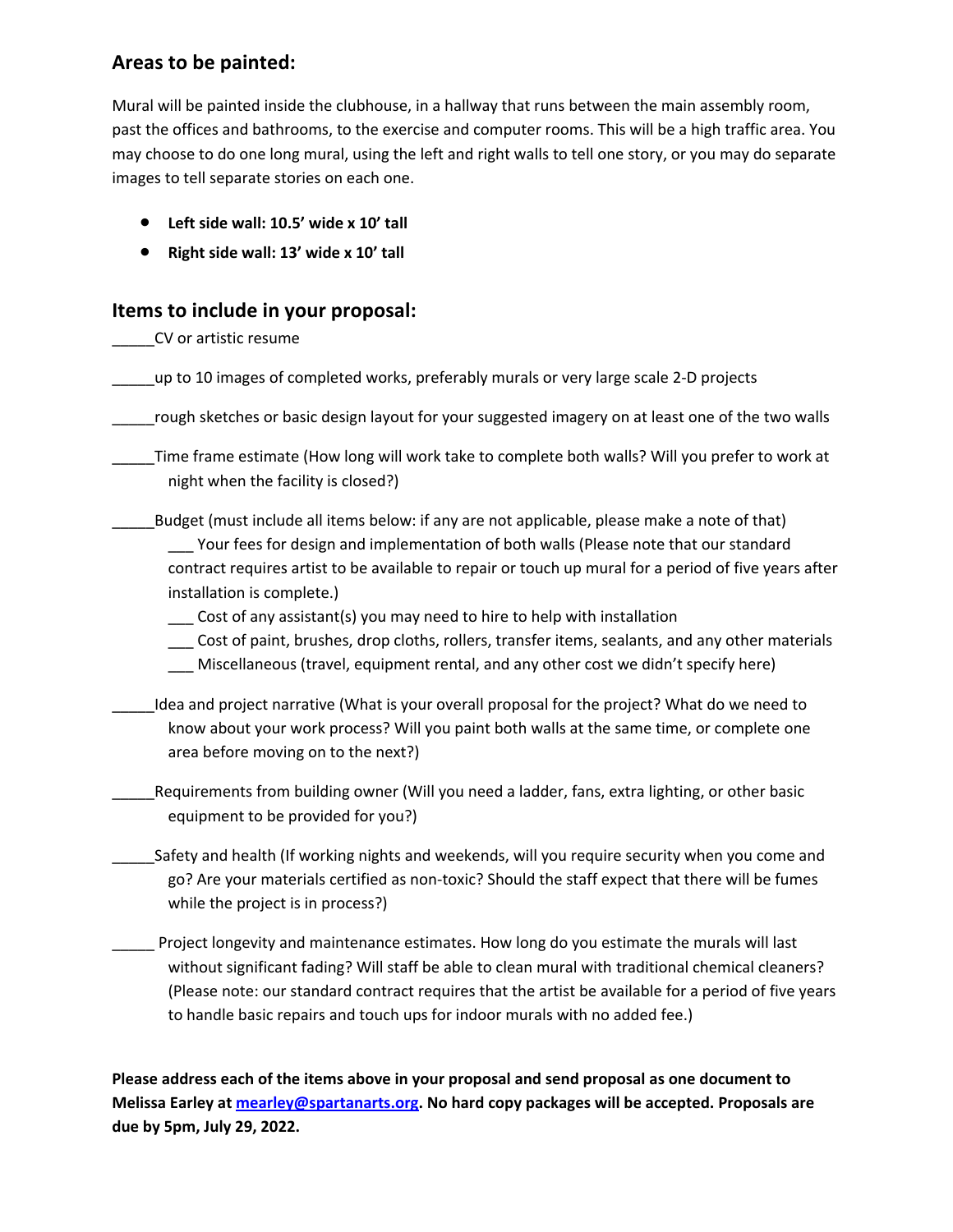## Areas to be painted:

Mural will be painted inside the clubhouse, in a hallway that runs between the main assembly room, past the offices and bathrooms, to the exercise and computer rooms. This will be a high traffic area. You may choose to do one long mural, using the left and right walls to tell one story, or you may do separate images to tell separate stories on each one.

- **Left side wall: 10.5' wide x 10' tall**
- **Right side wall: 13' wide x 10' tall**

## Items to include in your proposal:

_____CV or artistic resume

_____up to 10 images of completed works, preferably murals or very large scale 2-D projects

_____rough sketches or basic design layout for your suggested imagery on at least one of the two walls

_____Time frame estimate (How long will work take to complete both walls? Will you prefer to work at night when the facility is closed?)

_____Budget (must include all items below: if any are not applicable, please make a note of that)

- ___ Your fees for design and implementation of both walls (Please note that our standard contract requires artist to be available to repair or touch up mural for a period of five years after installation is complete.)
- ___ Cost of any assistant(s) you may need to hire to help with installation
- ___ Cost of paint, brushes, drop cloths, rollers, transfer items, sealants, and any other materials
- ___ Miscellaneous (travel, equipment rental, and any other cost we didn't specify here)

_____Idea and project narrative (What is your overall proposal for the project? What do we need to know about your work process? Will you paint both walls at the same time, or complete one area before moving on to the next?)

_____Requirements from building owner (Will you need a ladder, fans, extra lighting, or other basic equipment to be provided for you?)

_____Safety and health (If working nights and weekends, will you require security when you come and go? Are your materials certified as non-toxic? Should the staff expect that there will be fumes while the project is in process?)

_____ Project longevity and maintenance estimates. How long do you estimate the murals will last without significant fading? Will staff be able to clean mural with traditional chemical cleaners? (Please note: our standard contract requires that the artist be available for a period of five years to handle basic repairs and touch ups for indoor murals with no added fee.)

**Please address each of the items above in your proposal and send proposal as one document to Melissa Earley at [mearley@spartanarts.org](mailto:mearley@spartanarts.org). No hard copy packages will be accepted. Proposals are due by 5pm, July 29, 2022.**